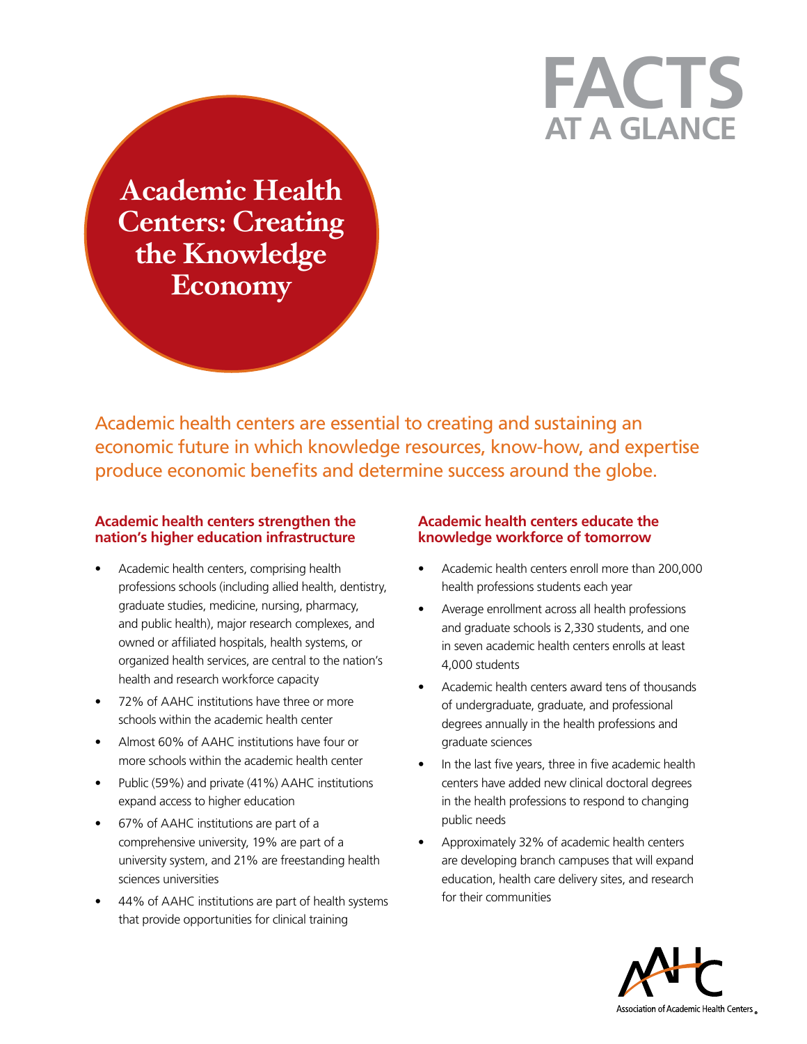# FACTS AT A GLANCE

# Academic Health Centers: Creating the Knowledge Economy

Academic health centers are essential to creating and sustaining an economic future in which knowledge resources, know-how, and expertise produce economic benefits and determine success around the globe.

## Academic health centers strengthen the nation's higher education infrastructure

- Academic health centers, comprising health professions schools (including allied health, dentistry, graduate studies, medicine, nursing, pharmacy, and public health), major research complexes, and owned or affiliated hospitals, health systems, or organized health services, are central to the nation's health and research workforce capacity
- 72% of AAHC institutions have three or more schools within the academic health center
- Almost 60% of AAHC institutions have four or more schools within the academic health center
- Public (59%) and private (41%) AAHC institutions expand access to higher education
- 67% of AAHC institutions are part of a comprehensive university, 19% are part of a university system, and 21% are freestanding health sciences universities
- 44% of AAHC institutions are part of health systems that provide opportunities for clinical training

## Academic health centers educate the knowledge workforce of tomorrow

- Academic health centers enroll more than 200,000 health professions students each year
- Average enrollment across all health professions and graduate schools is 2,330 students, and one in seven academic health centers enrolls at least 4,000 students
- Academic health centers award tens of thousands of undergraduate, graduate, and professional degrees annually in the health professions and graduate sciences
- In the last five years, three in five academic health centers have added new clinical doctoral degrees in the health professions to respond to changing public needs
- Approximately 32% of academic health centers are developing branch campuses that will expand education, health care delivery sites, and research for their communities

Association of Academic Health Centers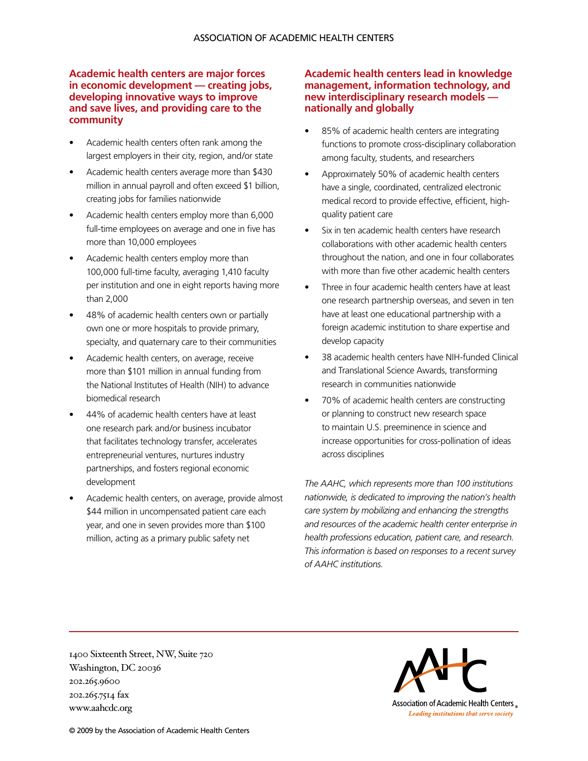## Academic health centers are major forces in economic development — creating jobs, developing innovative ways to improve and save lives, and providing care to the community

- Academic health centers often rank among the largest employers in their city, region, and/or state
- Academic health centers average more than $430 million in annual payroll and often exceed $1 billion, creating jobs for families nationwide
- Academic health centers employ more than 6,000 full-time employees on average and one in five has more than 10,000 employees
- Academic health centers employ more than 100,000 full-time faculty, averaging 1,410 faculty per institution and one in eight reports having more than 2,000
- 48% of academic health centers own or partially own one or more hospitals to provide primary, specialty, and quaternary care to their communities
- Academic health centers, on average, receive more than $101 million in annual funding from the National Institutes of Health (NIH) to advance biomedical research
- 44% of academic health centers have at least one research park and/or business incubator that facilitates technology transfer, accelerates entrepreneurial ventures, nurtures industry partnerships, and fosters regional economic development
- Academic health centers, on average, provide almost $44 million in uncompensated patient care each year, and one in seven provides more than $100 million, acting as a primary public safety net

## Academic health centers lead in knowledge management, information technology, and new interdisciplinary research models — nationally and globally

- 85% of academic health centers are integrating functions to promote cross-disciplinary collaboration among faculty, students, and researchers
- Approximately 50% of academic health centers have a single, coordinated, centralized electronic medical record to provide effective, efficient, high-quality patient care
- Six in ten academic health centers have research collaborations with other academic health centers throughout the nation, and one in four collaborates with more than five other academic health centers
- Three in four academic health centers have at least one research partnership overseas, and seven in ten have at least one educational partnership with a foreign academic institution to share expertise and develop capacity
- 38 academic health centers have NIH-funded Clinical and Translational Science Awards, transforming research in communities nationwide
- 70% of academic health centers are constructing or planning to construct new research space to maintain U.S. preeminence in science and increase opportunities for cross-pollination of ideas across disciplines

*The AAHC, which represents more than 100 institutions nationwide, is dedicated to improving the nation's health care system by mobilizing and enhancing the strengths and resources of the academic health center enterprise in health professions education, patient care, and research. This information is based on responses to a recent survey of AAHC institutions.*

---

1400 Sixteenth Street, NW, Suite 720
Washington, DC 20036
202.265.9600
202.265.7514 fax
www.aahcdc.org

Association of Academic Health Centers®
*Leading institutions that serve society*

© 2009 by the Association of Academic Health Centers